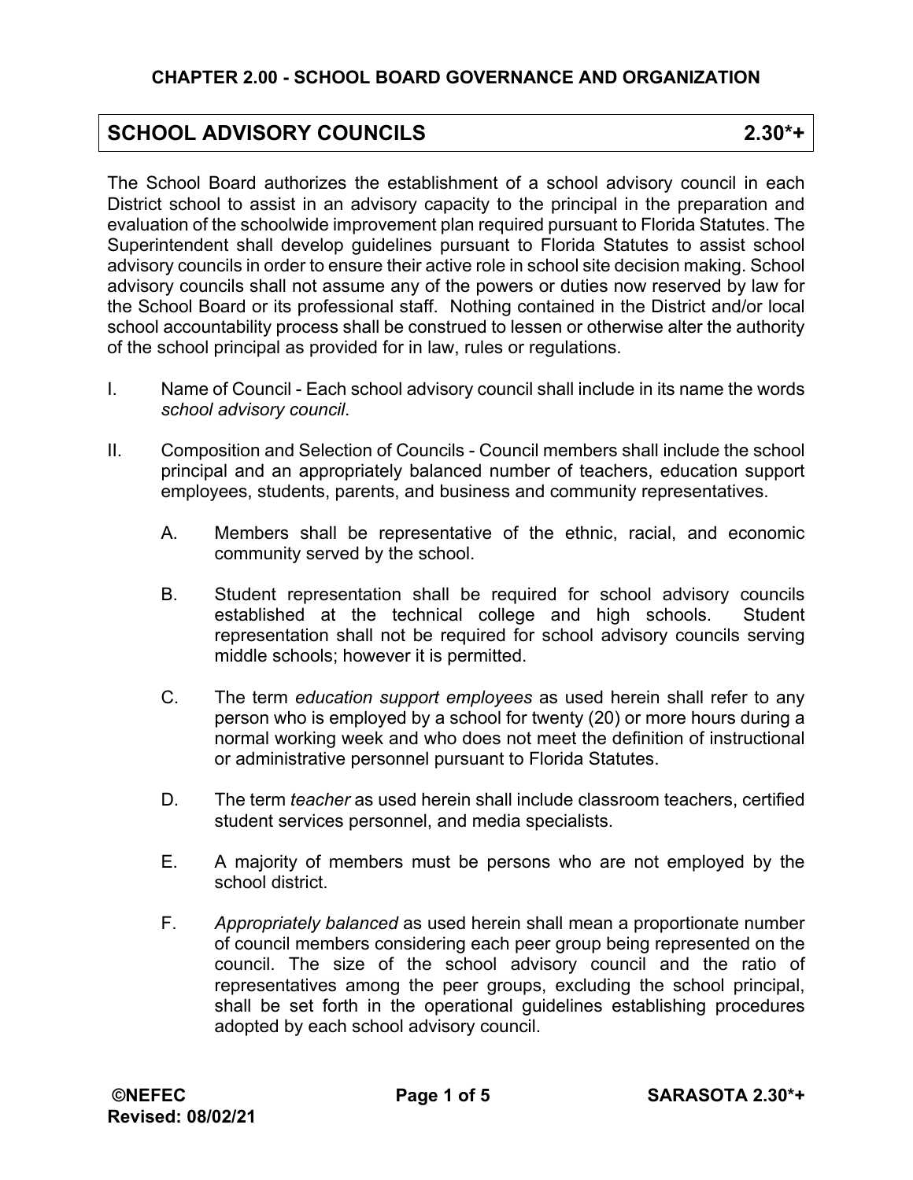# CHAPTER 2.00 - SCHOOL BOARD GOVERNANCE AND ORGANIZATION

## SCHOOL ADVISORY COUNCILS 2.30*+

The School Board authorizes the establishment of a school advisory council in each District school to assist in an advisory capacity to the principal in the preparation and evaluation of the schoolwide improvement plan required pursuant to Florida Statutes. The Superintendent shall develop guidelines pursuant to Florida Statutes to assist school advisory councils in order to ensure their active role in school site decision making. School advisory councils shall not assume any of the powers or duties now reserved by law for the School Board or its professional staff. Nothing contained in the District and/or local school accountability process shall be construed to lessen or otherwise alter the authority of the school principal as provided for in law, rules or regulations.

I. Name of Council - Each school advisory council shall include in its name the words *school advisory council*.

II. Composition and Selection of Councils - Council members shall include the school principal and an appropriately balanced number of teachers, education support employees, students, parents, and business and community representatives.

   A. Members shall be representative of the ethnic, racial, and economic community served by the school.

   B. Student representation shall be required for school advisory councils established at the technical college and high schools. Student representation shall not be required for school advisory councils serving middle schools; however it is permitted.

   C. The term *education support employees* as used herein shall refer to any person who is employed by a school for twenty (20) or more hours during a normal working week and who does not meet the definition of instructional or administrative personnel pursuant to Florida Statutes.

   D. The term *teacher* as used herein shall include classroom teachers, certified student services personnel, and media specialists.

   E. A majority of members must be persons who are not employed by the school district.

   F. *Appropriately balanced* as used herein shall mean a proportionate number of council members considering each peer group being represented on the council. The size of the school advisory council and the ratio of representatives among the peer groups, excluding the school principal, shall be set forth in the operational guidelines establishing procedures adopted by each school advisory council.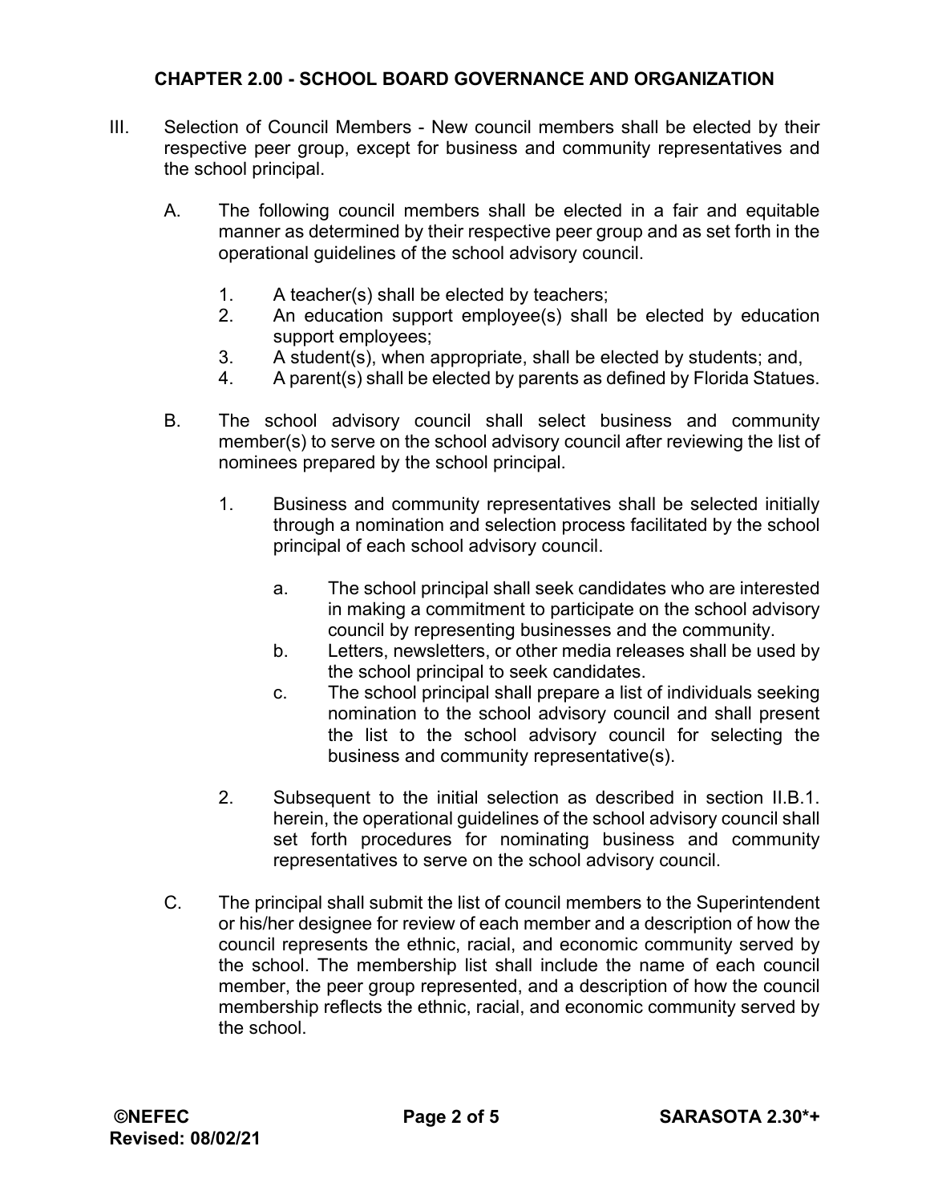## CHAPTER 2.00 - SCHOOL BOARD GOVERNANCE AND ORGANIZATION

III. Selection of Council Members - New council members shall be elected by their respective peer group, except for business and community representatives and the school principal.

   A. The following council members shall be elected in a fair and equitable manner as determined by their respective peer group and as set forth in the operational guidelines of the school advisory council.

      1. A teacher(s) shall be elected by teachers;
      2. An education support employee(s) shall be elected by education support employees;
      3. A student(s), when appropriate, shall be elected by students; and,
      4. A parent(s) shall be elected by parents as defined by Florida Statues.

   B. The school advisory council shall select business and community member(s) to serve on the school advisory council after reviewing the list of nominees prepared by the school principal.

      1. Business and community representatives shall be selected initially through a nomination and selection process facilitated by the school principal of each school advisory council.

         a. The school principal shall seek candidates who are interested in making a commitment to participate on the school advisory council by representing businesses and the community.
         b. Letters, newsletters, or other media releases shall be used by the school principal to seek candidates.
         c. The school principal shall prepare a list of individuals seeking nomination to the school advisory council and shall present the list to the school advisory council for selecting the business and community representative(s).

      2. Subsequent to the initial selection as described in section II.B.1. herein, the operational guidelines of the school advisory council shall set forth procedures for nominating business and community representatives to serve on the school advisory council.

   C. The principal shall submit the list of council members to the Superintendent or his/her designee for review of each member and a description of how the council represents the ethnic, racial, and economic community served by the school. The membership list shall include the name of each council member, the peer group represented, and a description of how the council membership reflects the ethnic, racial, and economic community served by the school.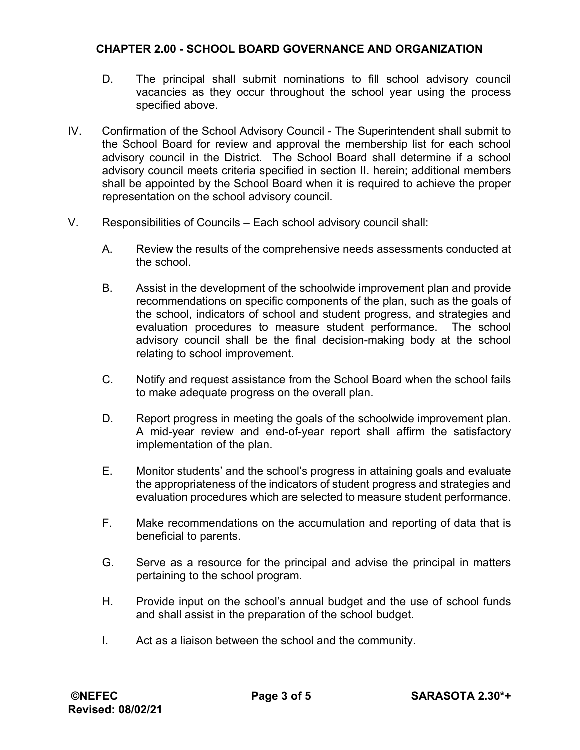D. The principal shall submit nominations to fill school advisory council vacancies as they occur throughout the school year using the process specified above.

IV. Confirmation of the School Advisory Council - The Superintendent shall submit to the School Board for review and approval the membership list for each school advisory council in the District. The School Board shall determine if a school advisory council meets criteria specified in section II. herein; additional members shall be appointed by the School Board when it is required to achieve the proper representation on the school advisory council.

V. Responsibilities of Councils – Each school advisory council shall:

A. Review the results of the comprehensive needs assessments conducted at the school.

B. Assist in the development of the schoolwide improvement plan and provide recommendations on specific components of the plan, such as the goals of the school, indicators of school and student progress, and strategies and evaluation procedures to measure student performance. The school advisory council shall be the final decision-making body at the school relating to school improvement.

C. Notify and request assistance from the School Board when the school fails to make adequate progress on the overall plan.

D. Report progress in meeting the goals of the schoolwide improvement plan. A mid-year review and end-of-year report shall affirm the satisfactory implementation of the plan.

E. Monitor students' and the school's progress in attaining goals and evaluate the appropriateness of the indicators of student progress and strategies and evaluation procedures which are selected to measure student performance.

F. Make recommendations on the accumulation and reporting of data that is beneficial to parents.

G. Serve as a resource for the principal and advise the principal in matters pertaining to the school program.

H. Provide input on the school's annual budget and the use of school funds and shall assist in the preparation of the school budget.

I. Act as a liaison between the school and the community.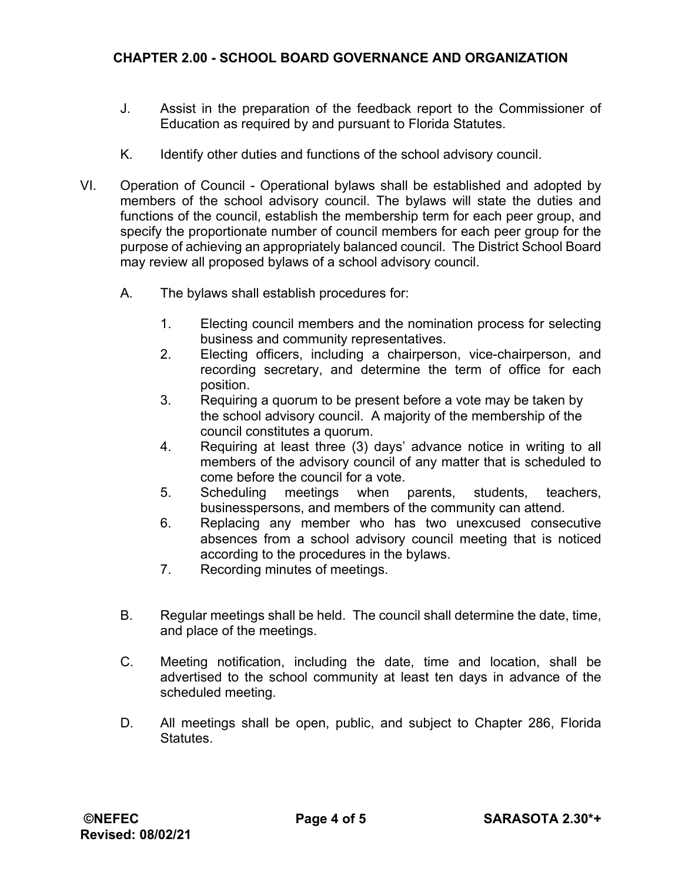J. Assist in the preparation of the feedback report to the Commissioner of Education as required by and pursuant to Florida Statutes.

K. Identify other duties and functions of the school advisory council.

VI. Operation of Council - Operational bylaws shall be established and adopted by members of the school advisory council. The bylaws will state the duties and functions of the council, establish the membership term for each peer group, and specify the proportionate number of council members for each peer group for the purpose of achieving an appropriately balanced council. The District School Board may review all proposed bylaws of a school advisory council.

A. The bylaws shall establish procedures for:

1. Electing council members and the nomination process for selecting business and community representatives.
2. Electing officers, including a chairperson, vice-chairperson, and recording secretary, and determine the term of office for each position.
3. Requiring a quorum to be present before a vote may be taken by the school advisory council. A majority of the membership of the council constitutes a quorum.
4. Requiring at least three (3) days' advance notice in writing to all members of the advisory council of any matter that is scheduled to come before the council for a vote.
5. Scheduling meetings when parents, students, teachers, businesspersons, and members of the community can attend.
6. Replacing any member who has two unexcused consecutive absences from a school advisory council meeting that is noticed according to the procedures in the bylaws.
7. Recording minutes of meetings.

B. Regular meetings shall be held. The council shall determine the date, time, and place of the meetings.

C. Meeting notification, including the date, time and location, shall be advertised to the school community at least ten days in advance of the scheduled meeting.

D. All meetings shall be open, public, and subject to Chapter 286, Florida Statutes.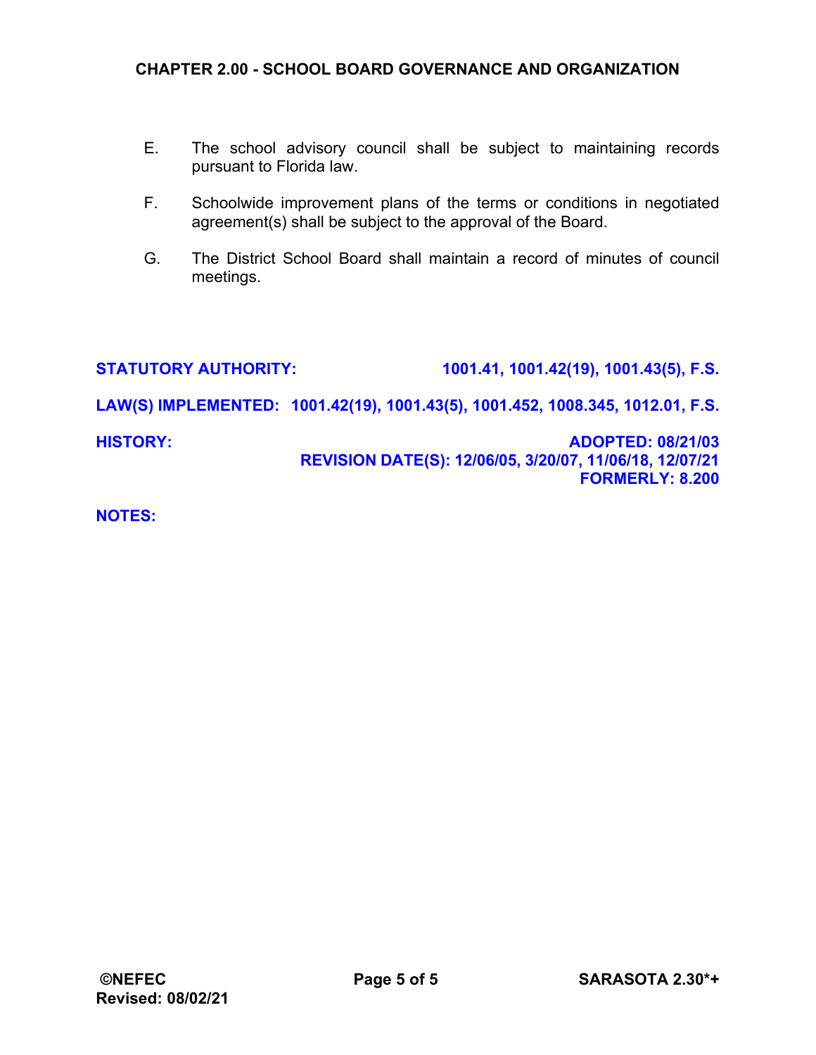E. The school advisory council shall be subject to maintaining records pursuant to Florida law.

F. Schoolwide improvement plans of the terms or conditions in negotiated agreement(s) shall be subject to the approval of the Board.

G. The District School Board shall maintain a record of minutes of council meetings.

**STATUTORY AUTHORITY:** **1001.41, 1001.42(19), 1001.43(5), F.S.**

**LAW(S) IMPLEMENTED:** **1001.42(19), 1001.43(5), 1001.452, 1008.345, 1012.01, F.S.**

**HISTORY:** **ADOPTED: 08/21/03**
**REVISION DATE(S): 12/06/05, 3/20/07, 11/06/18, 12/07/21**
**FORMERLY: 8.200**

**NOTES:**